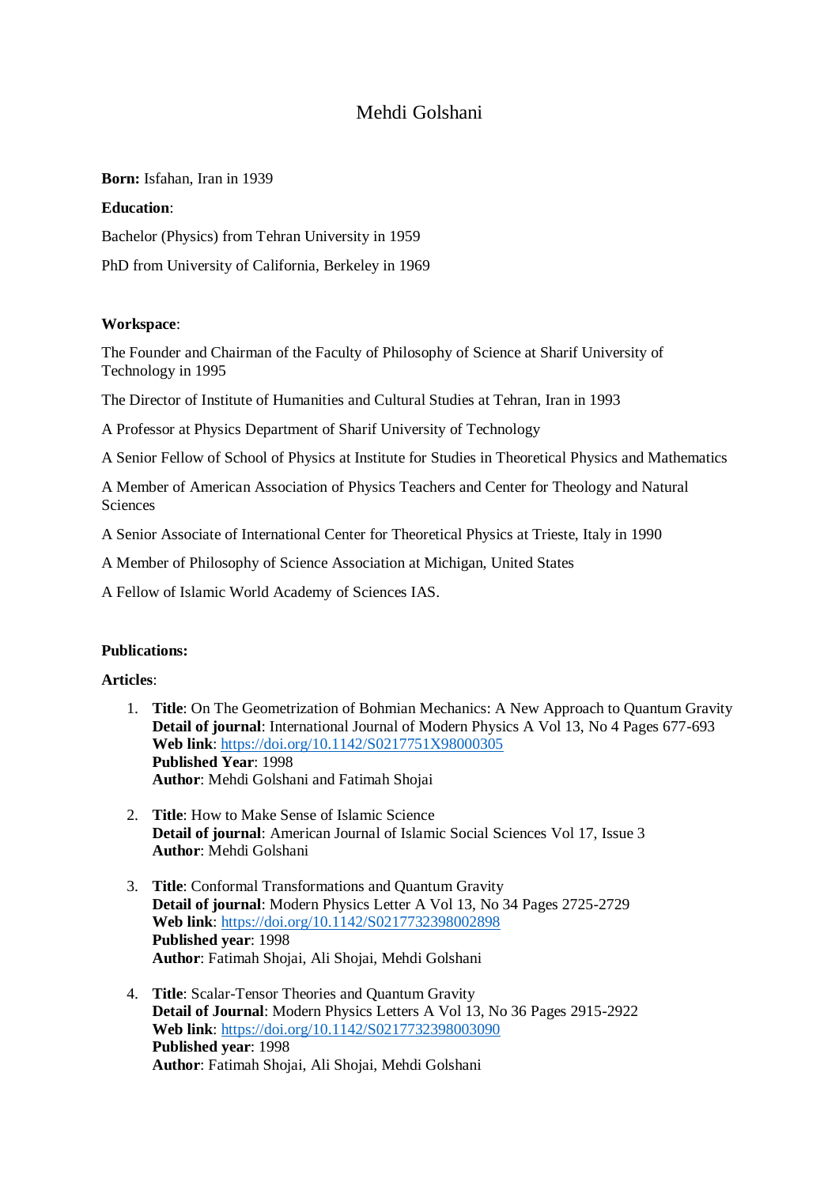# Mehdi Golshani

**Born:** Isfahan, Iran in 1939

**Education**:

Bachelor (Physics) from Tehran University in 1959

PhD from University of California, Berkeley in 1969

**Workspace**:

The Founder and Chairman of the Faculty of Philosophy of Science at Sharif University of Technology in 1995

The Director of Institute of Humanities and Cultural Studies at Tehran, Iran in 1993

A Professor at Physics Department of Sharif University of Technology

A Senior Fellow of School of Physics at Institute for Studies in Theoretical Physics and Mathematics

A Member of American Association of Physics Teachers and Center for Theology and Natural Sciences

A Senior Associate of International Center for Theoretical Physics at Trieste, Italy in 1990

A Member of Philosophy of Science Association at Michigan, United States

A Fellow of Islamic World Academy of Sciences IAS.

**Publications:**

**Articles**:

1. **Title**: On The Geometrization of Bohmian Mechanics: A New Approach to Quantum Gravity
   **Detail of journal**: International Journal of Modern Physics A Vol 13, No 4 Pages 677-693
   **Web link**: https://doi.org/10.1142/S0217751X98000305
   **Published Year**: 1998
   **Author**: Mehdi Golshani and Fatimah Shojai

2. **Title**: How to Make Sense of Islamic Science
   **Detail of journal**: American Journal of Islamic Social Sciences Vol 17, Issue 3
   **Author**: Mehdi Golshani

3. **Title**: Conformal Transformations and Quantum Gravity
   **Detail of journal**: Modern Physics Letter A Vol 13, No 34 Pages 2725-2729
   **Web link**: https://doi.org/10.1142/S0217732398002898
   **Published year**: 1998
   **Author**: Fatimah Shojai, Ali Shojai, Mehdi Golshani

4. **Title**: Scalar-Tensor Theories and Quantum Gravity
   **Detail of Journal**: Modern Physics Letters A Vol 13, No 36 Pages 2915-2922
   **Web link**: https://doi.org/10.1142/S0217732398003090
   **Published year**: 1998
   **Author**: Fatimah Shojai, Ali Shojai, Mehdi Golshani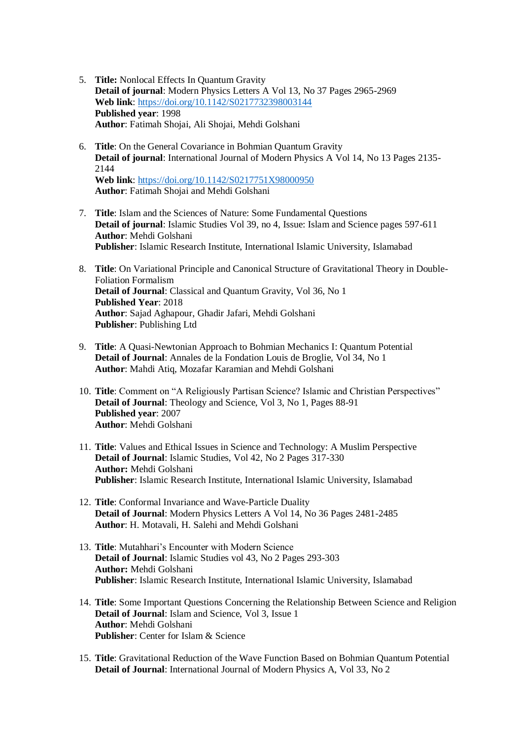5. **Title:** Nonlocal Effects In Quantum Gravity
   **Detail of journal**: Modern Physics Letters A Vol 13, No 37 Pages 2965-2969
   **Web link**: [https://doi.org/10.1142/S0217732398003144](https://doi.org/10.1142/S0217732398003144)
   **Published year**: 1998
   **Author**: Fatimah Shojai, Ali Shojai, Mehdi Golshani

6. **Title**: On the General Covariance in Bohmian Quantum Gravity
   **Detail of journal**: International Journal of Modern Physics A Vol 14, No 13 Pages 2135-2144
   **Web link**: [https://doi.org/10.1142/S0217751X98000950](https://doi.org/10.1142/S0217751X98000950)
   **Author**: Fatimah Shojai and Mehdi Golshani

7. **Title**: Islam and the Sciences of Nature: Some Fundamental Questions
   **Detail of journal**: Islamic Studies Vol 39, no 4, Issue: Islam and Science pages 597-611
   **Author**: Mehdi Golshani
   **Publisher**: Islamic Research Institute, International Islamic University, Islamabad

8. **Title**: On Variational Principle and Canonical Structure of Gravitational Theory in Double-Foliation Formalism
   **Detail of Journal**: Classical and Quantum Gravity, Vol 36, No 1
   **Published Year**: 2018
   **Author**: Sajad Aghapour, Ghadir Jafari, Mehdi Golshani
   **Publisher**: Publishing Ltd

9. **Title**: A Quasi-Newtonian Approach to Bohmian Mechanics I: Quantum Potential
   **Detail of Journal**: Annales de la Fondation Louis de Broglie, Vol 34, No 1
   **Author**: Mahdi Atiq, Mozafar Karamian and Mehdi Golshani

10. **Title**: Comment on "A Religiously Partisan Science? Islamic and Christian Perspectives"
    **Detail of Journal**: Theology and Science, Vol 3, No 1, Pages 88-91
    **Published year**: 2007
    **Author**: Mehdi Golshani

11. **Title**: Values and Ethical Issues in Science and Technology: A Muslim Perspective
    **Detail of Journal**: Islamic Studies, Vol 42, No 2 Pages 317-330
    **Author:** Mehdi Golshani
    **Publisher**: Islamic Research Institute, International Islamic University, Islamabad

12. **Title**: Conformal Invariance and Wave-Particle Duality
    **Detail of Journal**: Modern Physics Letters A Vol 14, No 36 Pages 2481-2485
    **Author**: H. Motavali, H. Salehi and Mehdi Golshani

13. **Title**: Mutahhari's Encounter with Modern Science
    **Detail of Journal**: Islamic Studies vol 43, No 2 Pages 293-303
    **Author:** Mehdi Golshani
    **Publisher**: Islamic Research Institute, International Islamic University, Islamabad

14. **Title**: Some Important Questions Concerning the Relationship Between Science and Religion
    **Detail of Journal**: Islam and Science, Vol 3, Issue 1
    **Author**: Mehdi Golshani
    **Publisher**: Center for Islam & Science

15. **Title**: Gravitational Reduction of the Wave Function Based on Bohmian Quantum Potential
    **Detail of Journal**: International Journal of Modern Physics A, Vol 33, No 2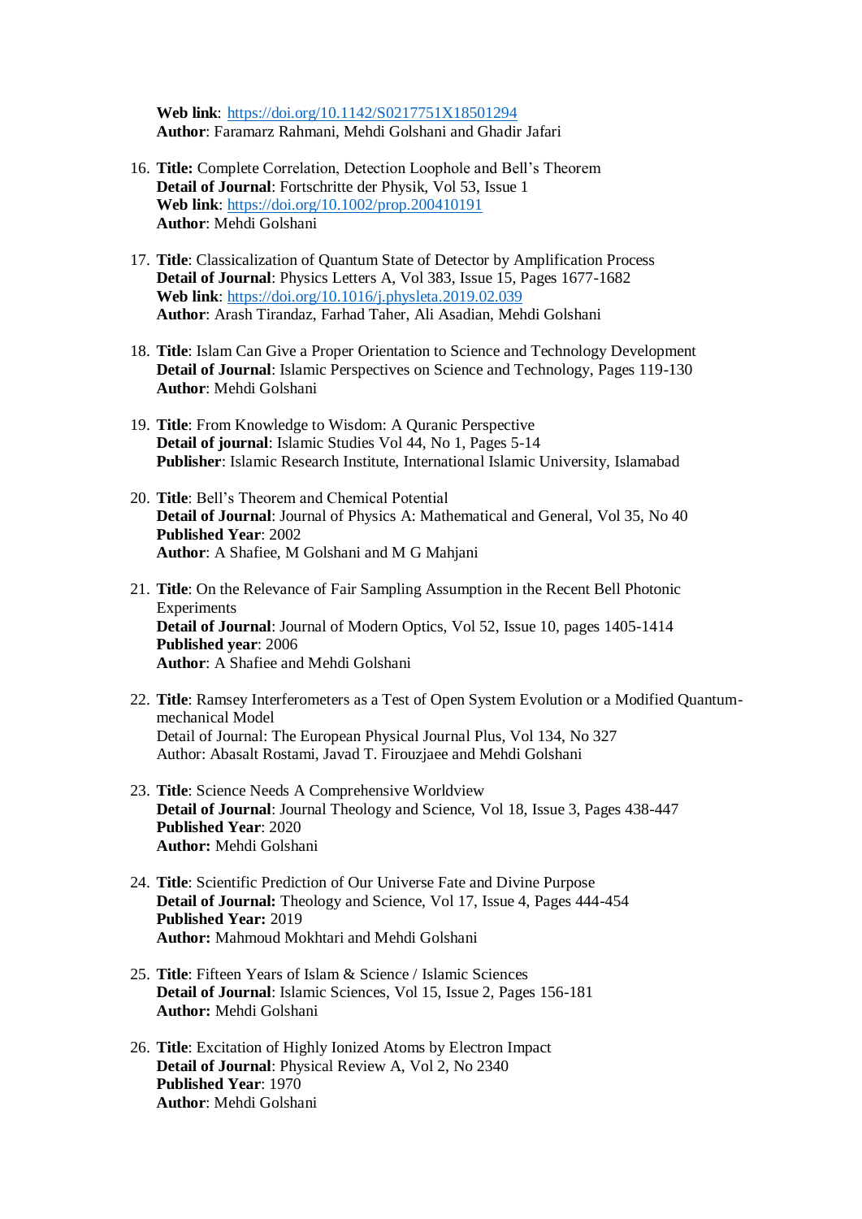**Web link**: https://doi.org/10.1142/S0217751X18501294
**Author**: Faramarz Rahmani, Mehdi Golshani and Ghadir Jafari

16. **Title:** Complete Correlation, Detection Loophole and Bell's Theorem
    **Detail of Journal**: Fortschritte der Physik, Vol 53, Issue 1
    **Web link**: https://doi.org/10.1002/prop.200410191
    **Author**: Mehdi Golshani

17. **Title**: Classicalization of Quantum State of Detector by Amplification Process
    **Detail of Journal**: Physics Letters A, Vol 383, Issue 15, Pages 1677-1682
    **Web link**: https://doi.org/10.1016/j.physleta.2019.02.039
    **Author**: Arash Tirandaz, Farhad Taher, Ali Asadian, Mehdi Golshani

18. **Title**: Islam Can Give a Proper Orientation to Science and Technology Development
    **Detail of Journal**: Islamic Perspectives on Science and Technology, Pages 119-130
    **Author**: Mehdi Golshani

19. **Title**: From Knowledge to Wisdom: A Quranic Perspective
    **Detail of journal**: Islamic Studies Vol 44, No 1, Pages 5-14
    **Publisher**: Islamic Research Institute, International Islamic University, Islamabad

20. **Title**: Bell's Theorem and Chemical Potential
    **Detail of Journal**: Journal of Physics A: Mathematical and General, Vol 35, No 40
    **Published Year**: 2002
    **Author**: A Shafiee, M Golshani and M G Mahjani

21. **Title**: On the Relevance of Fair Sampling Assumption in the Recent Bell Photonic Experiments
    **Detail of Journal**: Journal of Modern Optics, Vol 52, Issue 10, pages 1405-1414
    **Published year**: 2006
    **Author**: A Shafiee and Mehdi Golshani

22. **Title**: Ramsey Interferometers as a Test of Open System Evolution or a Modified Quantum-mechanical Model
    Detail of Journal: The European Physical Journal Plus, Vol 134, No 327
    Author: Abasalt Rostami, Javad T. Firouzjaee and Mehdi Golshani

23. **Title**: Science Needs A Comprehensive Worldview
    **Detail of Journal**: Journal Theology and Science, Vol 18, Issue 3, Pages 438-447
    **Published Year**: 2020
    **Author:** Mehdi Golshani

24. **Title**: Scientific Prediction of Our Universe Fate and Divine Purpose
    **Detail of Journal:** Theology and Science, Vol 17, Issue 4, Pages 444-454
    **Published Year:** 2019
    **Author:** Mahmoud Mokhtari and Mehdi Golshani

25. **Title**: Fifteen Years of Islam & Science / Islamic Sciences
    **Detail of Journal**: Islamic Sciences, Vol 15, Issue 2, Pages 156-181
    **Author:** Mehdi Golshani

26. **Title**: Excitation of Highly Ionized Atoms by Electron Impact
    **Detail of Journal**: Physical Review A, Vol 2, No 2340
    **Published Year**: 1970
    **Author**: Mehdi Golshani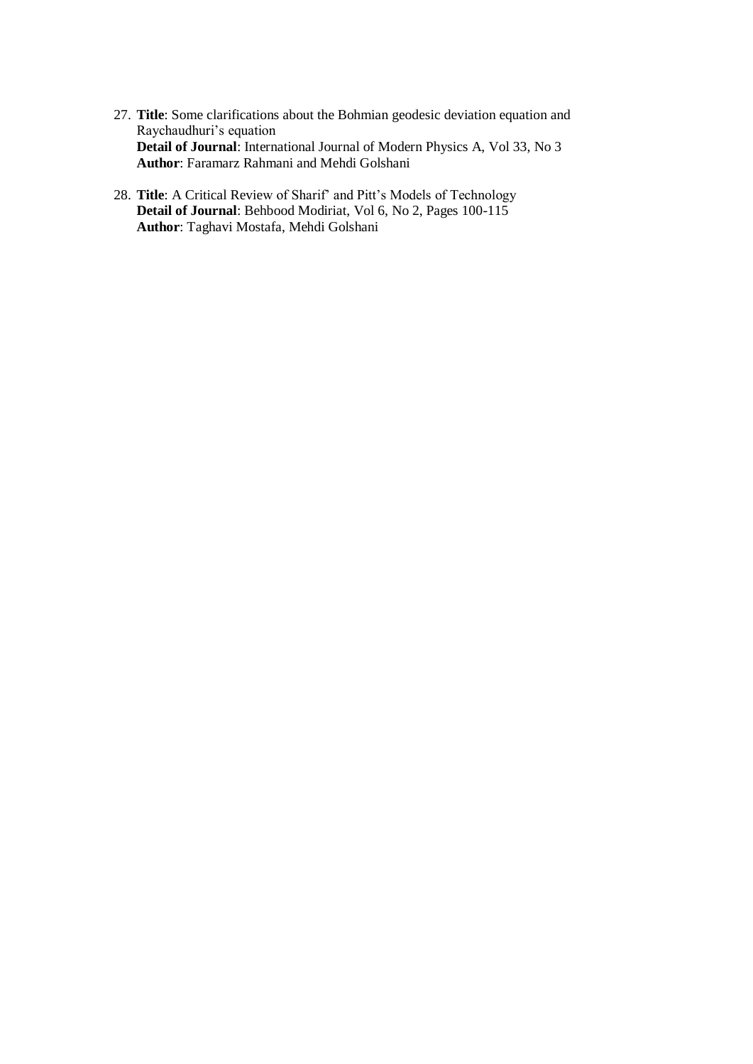27. **Title**: Some clarifications about the Bohmian geodesic deviation equation and Raychaudhuri's equation
    **Detail of Journal**: International Journal of Modern Physics A, Vol 33, No 3
    **Author**: Faramarz Rahmani and Mehdi Golshani

28. **Title**: A Critical Review of Sharif' and Pitt's Models of Technology
    **Detail of Journal**: Behbood Modiriat, Vol 6, No 2, Pages 100-115
    **Author**: Taghavi Mostafa, Mehdi Golshani